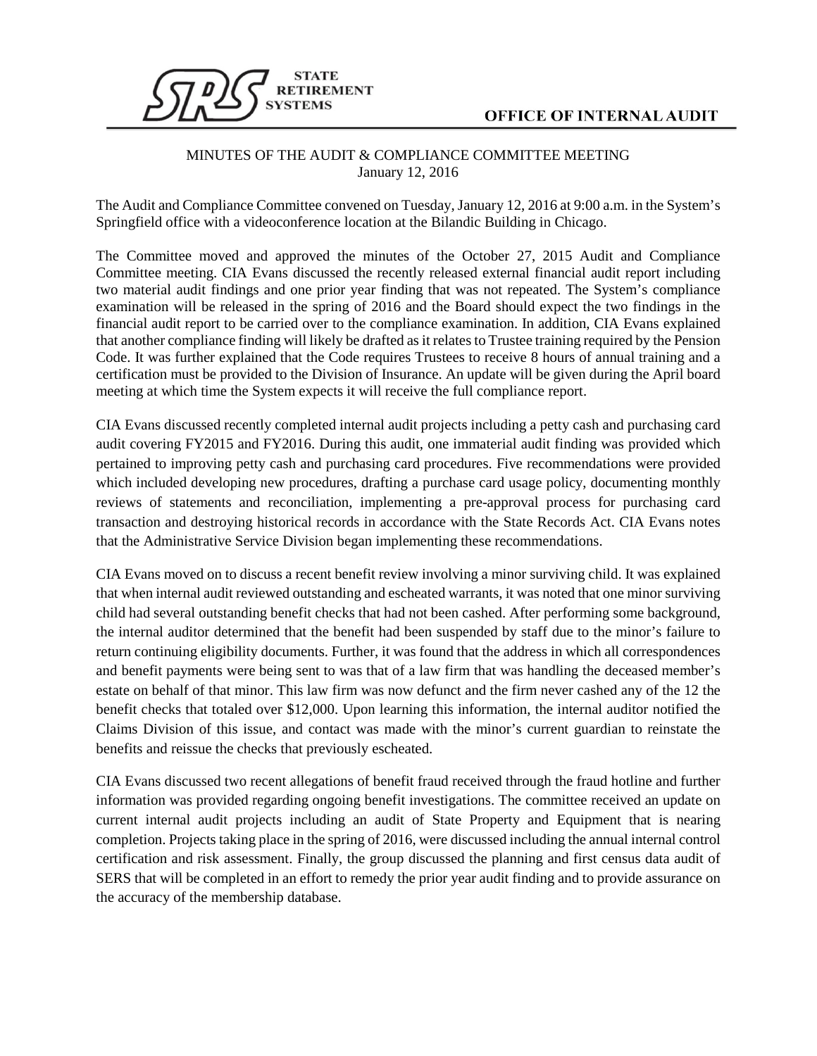STATE RETIREMENT SYSTEMS

OFFICE OF INTERNAL AUDIT

MINUTES OF THE AUDIT & COMPLIANCE COMMITTEE MEETING
January 12, 2016

The Audit and Compliance Committee convened on Tuesday, January 12, 2016 at 9:00 a.m. in the System's Springfield office with a videoconference location at the Bilandic Building in Chicago.

The Committee moved and approved the minutes of the October 27, 2015 Audit and Compliance Committee meeting. CIA Evans discussed the recently released external financial audit report including two material audit findings and one prior year finding that was not repeated. The System's compliance examination will be released in the spring of 2016 and the Board should expect the two findings in the financial audit report to be carried over to the compliance examination. In addition, CIA Evans explained that another compliance finding will likely be drafted as it relates to Trustee training required by the Pension Code. It was further explained that the Code requires Trustees to receive 8 hours of annual training and a certification must be provided to the Division of Insurance. An update will be given during the April board meeting at which time the System expects it will receive the full compliance report.

CIA Evans discussed recently completed internal audit projects including a petty cash and purchasing card audit covering FY2015 and FY2016. During this audit, one immaterial audit finding was provided which pertained to improving petty cash and purchasing card procedures. Five recommendations were provided which included developing new procedures, drafting a purchase card usage policy, documenting monthly reviews of statements and reconciliation, implementing a pre-approval process for purchasing card transaction and destroying historical records in accordance with the State Records Act. CIA Evans notes that the Administrative Service Division began implementing these recommendations.

CIA Evans moved on to discuss a recent benefit review involving a minor surviving child. It was explained that when internal audit reviewed outstanding and escheated warrants, it was noted that one minor surviving child had several outstanding benefit checks that had not been cashed. After performing some background, the internal auditor determined that the benefit had been suspended by staff due to the minor's failure to return continuing eligibility documents. Further, it was found that the address in which all correspondences and benefit payments were being sent to was that of a law firm that was handling the deceased member's estate on behalf of that minor. This law firm was now defunct and the firm never cashed any of the 12 the benefit checks that totaled over $12,000. Upon learning this information, the internal auditor notified the Claims Division of this issue, and contact was made with the minor's current guardian to reinstate the benefits and reissue the checks that previously escheated.

CIA Evans discussed two recent allegations of benefit fraud received through the fraud hotline and further information was provided regarding ongoing benefit investigations. The committee received an update on current internal audit projects including an audit of State Property and Equipment that is nearing completion. Projects taking place in the spring of 2016, were discussed including the annual internal control certification and risk assessment. Finally, the group discussed the planning and first census data audit of SERS that will be completed in an effort to remedy the prior year audit finding and to provide assurance on the accuracy of the membership database.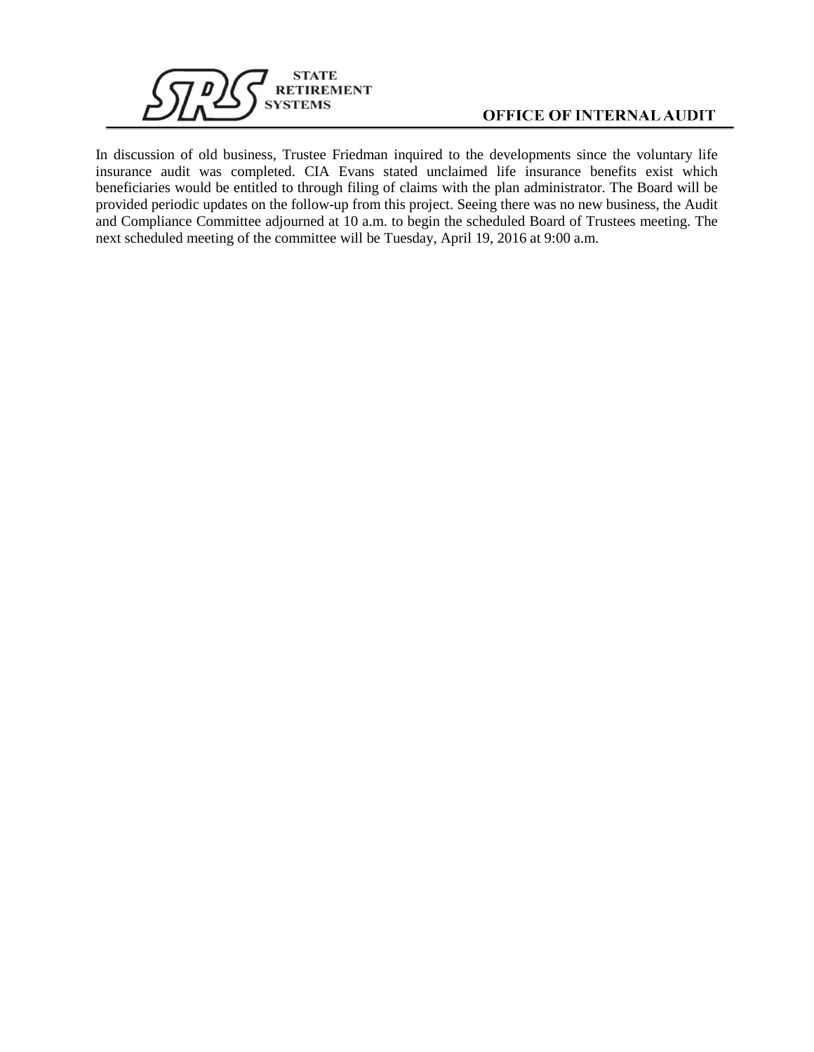In discussion of old business, Trustee Friedman inquired to the developments since the voluntary life insurance audit was completed. CIA Evans stated unclaimed life insurance benefits exist which beneficiaries would be entitled to through filing of claims with the plan administrator. The Board will be provided periodic updates on the follow-up from this project. Seeing there was no new business, the Audit and Compliance Committee adjourned at 10 a.m. to begin the scheduled Board of Trustees meeting. The next scheduled meeting of the committee will be Tuesday, April 19, 2016 at 9:00 a.m.